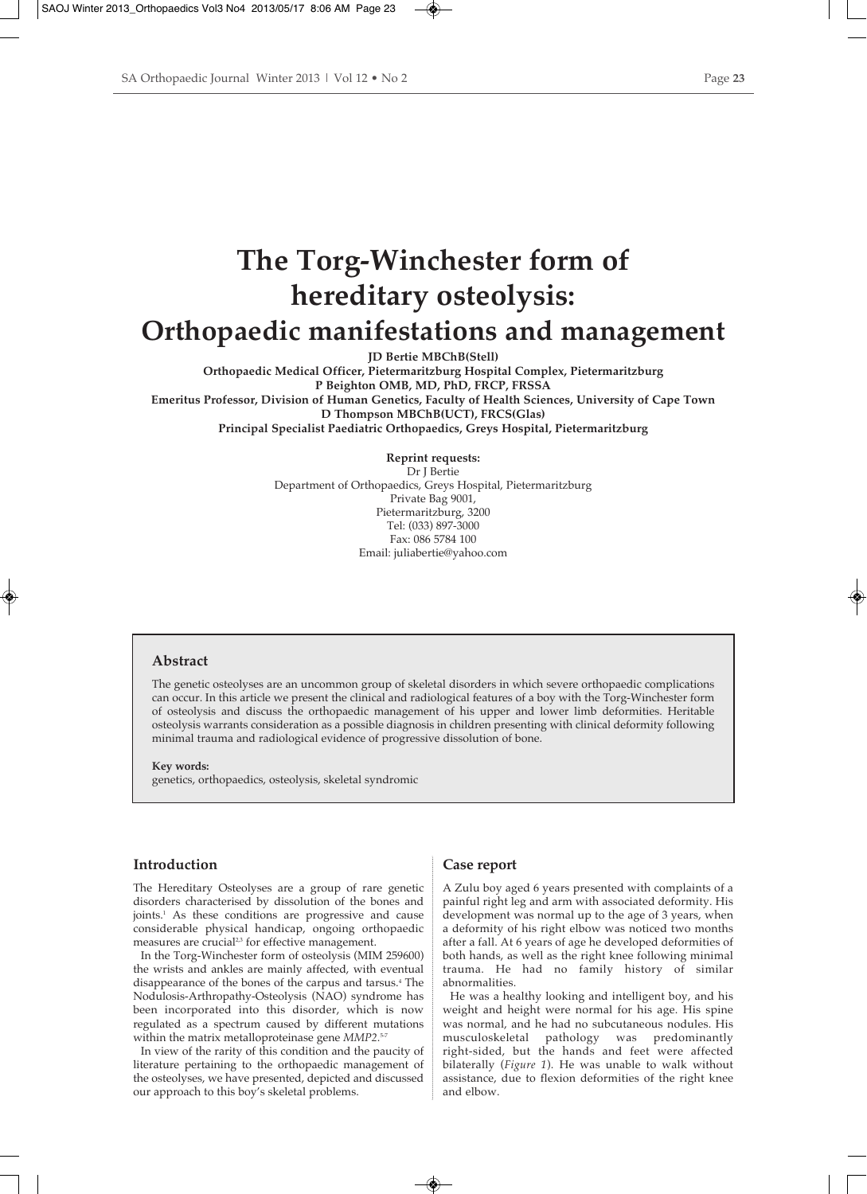# The Torg-Winchester form of hereditary osteolysis: Orthopaedic manifestations and management

**JD Bertie MBChB(Stell)**
**Orthopaedic Medical Officer, Pietermaritzburg Hospital Complex, Pietermaritzburg**
**P Beighton OMB, MD, PhD, FRCP, FRSSA**
**Emeritus Professor, Division of Human Genetics, Faculty of Health Sciences, University of Cape Town**
**D Thompson MBChB(UCT), FRCS(Glas)**
**Principal Specialist Paediatric Orthopaedics, Greys Hospital, Pietermaritzburg**

**Reprint requests:**
Dr J Bertie
Department of Orthopaedics, Greys Hospital, Pietermaritzburg
Private Bag 9001,
Pietermaritzburg, 3200
Tel: (033) 897-3000
Fax: 086 5784 100
Email: juliabertie@yahoo.com

## Abstract

The genetic osteolyses are an uncommon group of skeletal disorders in which severe orthopaedic complications can occur. In this article we present the clinical and radiological features of a boy with the Torg-Winchester form of osteolysis and discuss the orthopaedic management of his upper and lower limb deformities. Heritable osteolysis warrants consideration as a possible diagnosis in children presenting with clinical deformity following minimal trauma and radiological evidence of progressive dissolution of bone.

**Key words:**
genetics, orthopaedics, osteolysis, skeletal syndromic

## Introduction

The Hereditary Osteolyses are a group of rare genetic disorders characterised by dissolution of the bones and joints.[1] As these conditions are progressive and cause considerable physical handicap, ongoing orthopaedic measures are crucial[2,3] for effective management.

In the Torg-Winchester form of osteolysis (MIM 259600) the wrists and ankles are mainly affected, with eventual disappearance of the bones of the carpus and tarsus.[4] The Nodulosis-Arthropathy-Osteolysis (NAO) syndrome has been incorporated into this disorder, which is now regulated as a spectrum caused by different mutations within the matrix metalloproteinase gene *MMP2*.[5-7]

In view of the rarity of this condition and the paucity of literature pertaining to the orthopaedic management of the osteolyses, we have presented, depicted and discussed our approach to this boy's skeletal problems.

## Case report

A Zulu boy aged 6 years presented with complaints of a painful right leg and arm with associated deformity. His development was normal up to the age of 3 years, when a deformity of his right elbow was noticed two months after a fall. At 6 years of age he developed deformities of both hands, as well as the right knee following minimal trauma. He had no family history of similar abnormalities.

He was a healthy looking and intelligent boy, and his weight and height were normal for his age. His spine was normal, and he had no subcutaneous nodules. His musculoskeletal pathology was predominantly right-sided, but the hands and feet were affected bilaterally (*Figure 1*). He was unable to walk without assistance, due to flexion deformities of the right knee and elbow.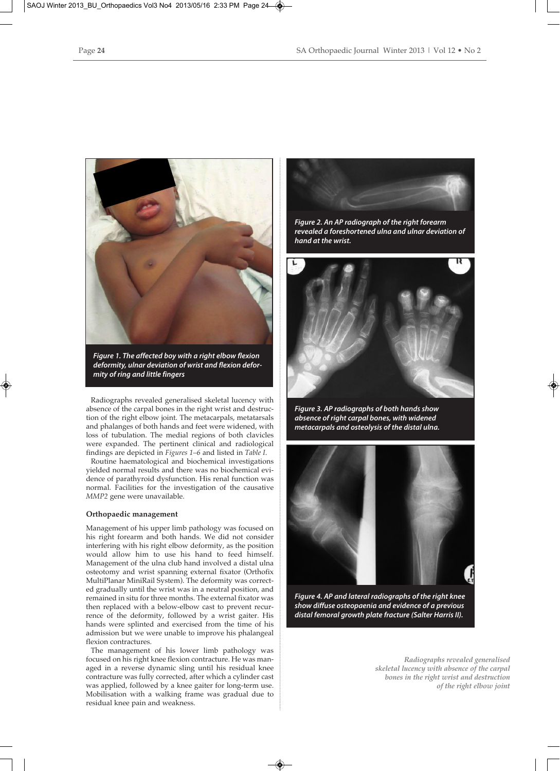Figure 1. The affected boy with a right elbow flexion deformity, ulnar deviation of wrist and flexion deformity of ring and little fingers

Figure 2. An AP radiograph of the right forearm revealed a foreshortened ulna and ulnar deviation of hand at the wrist.

Figure 3. AP radiographs of both hands show absence of right carpal bones, with widened metacarpals and osteolysis of the distal ulna.

Figure 4. AP and lateral radiographs of the right knee show diffuse osteopaenia and evidence of a previous distal femoral growth plate fracture (Salter Harris II).

Radiographs revealed generalised skeletal lucency with absence of the carpal bones in the right wrist and destruction of the right elbow joint. The metacarpals, metatarsals and phalanges of both hands and feet were widened, with loss of tubulation. The medial regions of both clavicles were expanded. The pertinent clinical and radiological findings are depicted in *Figures 1–6* and listed in *Table I*.

Routine haematological and biochemical investigations yielded normal results and there was no biochemical evidence of parathyroid dysfunction. His renal function was normal. Facilities for the investigation of the causative *MMP2* gene were unavailable.

### Orthopaedic management

Management of his upper limb pathology was focused on his right forearm and both hands. We did not consider interfering with his right elbow deformity, as the position would allow him to use his hand to feed himself. Management of the ulna club hand involved a distal ulna osteotomy and wrist spanning external fixator (Orthofix MultiPlanar MiniRail System). The deformity was corrected gradually until the wrist was in a neutral position, and remained in situ for three months. The external fixator was then replaced with a below-elbow cast to prevent recurrence of the deformity, followed by a wrist gaiter. His hands were splinted and exercised from the time of his admission but we were unable to improve his phalangeal flexion contractures.

The management of his lower limb pathology was focused on his right knee flexion contracture. He was managed in a reverse dynamic sling until his residual knee contracture was fully corrected, after which a cylinder cast was applied, followed by a knee gaiter for long-term use. Mobilisation with a walking frame was gradual due to residual knee pain and weakness.

*Radiographs revealed generalised skeletal lucency with absence of the carpal bones in the right wrist and destruction of the right elbow joint*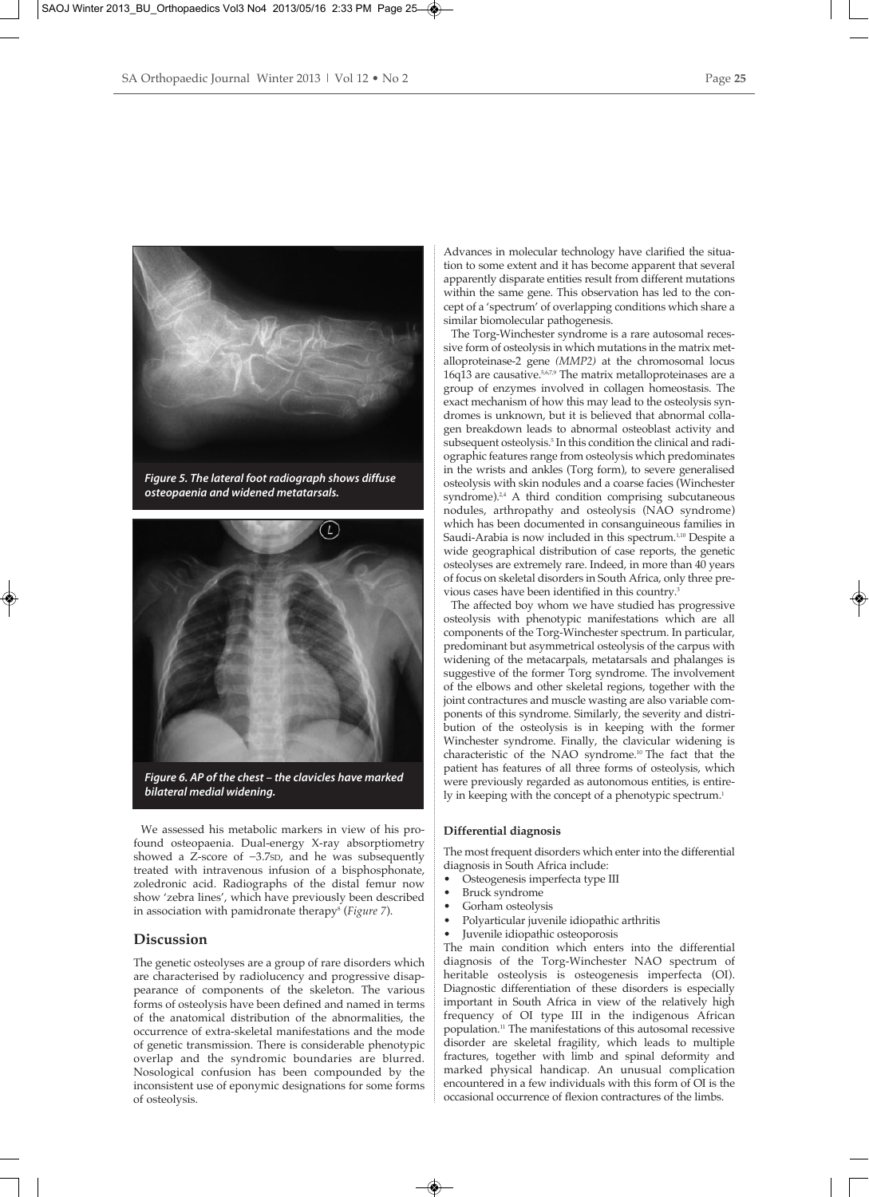*Figure 5. The lateral foot radiograph shows diffuse osteopaenia and widened metatarsals.*

*Figure 6. AP of the chest – the clavicles have marked bilateral medial widening.*

We assessed his metabolic markers in view of his profound osteopaenia. Dual-energy X-ray absorptiometry showed a Z-score of −3.7SD, and he was subsequently treated with intravenous infusion of a bisphosphonate, zoledronic acid. Radiographs of the distal femur now show 'zebra lines', which have previously been described in association with pamidronate therapy[8] (*Figure 7*).

## Discussion

The genetic osteolyses are a group of rare disorders which are characterised by radiolucency and progressive disappearance of components of the skeleton. The various forms of osteolysis have been defined and named in terms of the anatomical distribution of the abnormalities, the occurrence of extra-skeletal manifestations and the mode of genetic transmission. There is considerable phenotypic overlap and the syndromic boundaries are blurred. Nosological confusion has been compounded by the inconsistent use of eponymic designations for some forms of osteolysis.

Advances in molecular technology have clarified the situation to some extent and it has become apparent that several apparently disparate entities result from different mutations within the same gene. This observation has led to the concept of a 'spectrum' of overlapping conditions which share a similar biomolecular pathogenesis.

The Torg-Winchester syndrome is a rare autosomal recessive form of osteolysis in which mutations in the matrix metalloproteinase-2 gene *(MMP2)* at the chromosomal locus 16q13 are causative.[5,6,7,9] The matrix metalloproteinases are a group of enzymes involved in collagen homeostasis. The exact mechanism of how this may lead to the osteolysis syndromes is unknown, but it is believed that abnormal collagen breakdown leads to abnormal osteoblast activity and subsequent osteolysis.[5] In this condition the clinical and radiographic features range from osteolysis which predominates in the wrists and ankles (Torg form), to severe generalised osteolysis with skin nodules and a coarse facies (Winchester syndrome).[2,4] A third condition comprising subcutaneous nodules, arthropathy and osteolysis (NAO syndrome) which has been documented in consanguineous families in Saudi-Arabia is now included in this spectrum.[1,10] Despite a wide geographical distribution of case reports, the genetic osteolyses are extremely rare. Indeed, in more than 40 years of focus on skeletal disorders in South Africa, only three previous cases have been identified in this country.[3]

The affected boy whom we have studied has progressive osteolysis with phenotypic manifestations which are all components of the Torg-Winchester spectrum. In particular, predominant but asymmetrical osteolysis of the carpus with widening of the metacarpals, metatarsals and phalanges is suggestive of the former Torg syndrome. The involvement of the elbows and other skeletal regions, together with the joint contractures and muscle wasting are also variable components of this syndrome. Similarly, the severity and distribution of the osteolysis is in keeping with the former Winchester syndrome. Finally, the clavicular widening is characteristic of the NAO syndrome.[10] The fact that the patient has features of all three forms of osteolysis, which were previously regarded as autonomous entities, is entirely in keeping with the concept of a phenotypic spectrum.[1]

### Differential diagnosis

The most frequent disorders which enter into the differential diagnosis in South Africa include:

- Osteogenesis imperfecta type III
- Bruck syndrome
- Gorham osteolysis
- Polyarticular juvenile idiopathic arthritis
- Juvenile idiopathic osteoporosis

The main condition which enters into the differential diagnosis of the Torg-Winchester NAO spectrum of heritable osteolysis is osteogenesis imperfecta (OI). Diagnostic differentiation of these disorders is especially important in South Africa in view of the relatively high frequency of OI type III in the indigenous African population.[11] The manifestations of this autosomal recessive disorder are skeletal fragility, which leads to multiple fractures, together with limb and spinal deformity and marked physical handicap. An unusual complication encountered in a few individuals with this form of OI is the occasional occurrence of flexion contractures of the limbs.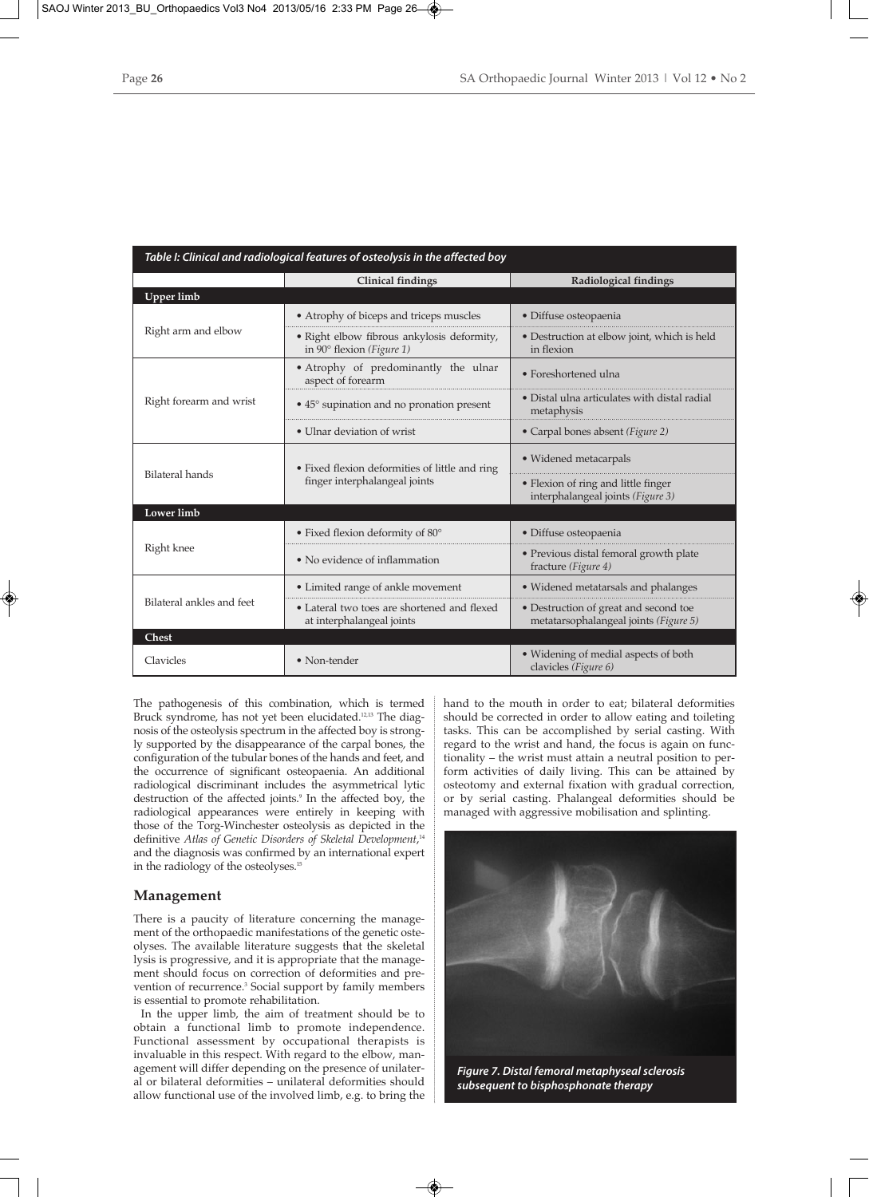| *Table I: Clinical and radiological features of osteolysis in the affected boy* | | |
|---|---|---|
| | **Clinical findings** | **Radiological findings** |
| **Upper limb** | | |
| Right arm and elbow | • Atrophy of biceps and triceps muscles | • Diffuse osteopaenia |
| | • Right elbow fibrous ankylosis deformity, in 90° flexion *(Figure 1)* | • Destruction at elbow joint, which is held in flexion |
| Right forearm and wrist | • Atrophy of predominantly the ulnar aspect of forearm | • Foreshortened ulna |
| | • 45° supination and no pronation present | • Distal ulna articulates with distal radial metaphysis |
| | • Ulnar deviation of wrist | • Carpal bones absent *(Figure 2)* |
| Bilateral hands | • Fixed flexion deformities of little and ring finger interphalangeal joints | • Widened metacarpals |
| | | • Flexion of ring and little finger interphalangeal joints *(Figure 3)* |
| **Lower limb** | | |
| Right knee | • Fixed flexion deformity of 80° | • Diffuse osteopaenia |
| | • No evidence of inflammation | • Previous distal femoral growth plate fracture *(Figure 4)* |
| Bilateral ankles and feet | • Limited range of ankle movement | • Widened metatarsals and phalanges |
| | • Lateral two toes are shortened and flexed at interphalangeal joints | • Destruction of great and second toe metatarsophalangeal joints *(Figure 5)* |
| **Chest** | | |
| Clavicles | • Non-tender | • Widening of medial aspects of both clavicles *(Figure 6)* |

The pathogenesis of this combination, which is termed Bruck syndrome, has not yet been elucidated.[12,13] The diagnosis of the osteolysis spectrum in the affected boy is strongly supported by the disappearance of the carpal bones, the configuration of the tubular bones of the hands and feet, and the occurrence of significant osteopaenia. An additional radiological discriminant includes the asymmetrical lytic destruction of the affected joints.[9] In the affected boy, the radiological appearances were entirely in keeping with those of the Torg-Winchester osteolysis as depicted in the definitive *Atlas of Genetic Disorders of Skeletal Development*,[14] and the diagnosis was confirmed by an international expert in the radiology of the osteolyses.[15]

## Management

There is a paucity of literature concerning the management of the orthopaedic manifestations of the genetic osteolyses. The available literature suggests that the skeletal lysis is progressive, and it is appropriate that the management should focus on correction of deformities and prevention of recurrence.[5] Social support by family members is essential to promote rehabilitation.

In the upper limb, the aim of treatment should be to obtain a functional limb to promote independence. Functional assessment by occupational therapists is invaluable in this respect. With regard to the elbow, management will differ depending on the presence of unilateral or bilateral deformities – unilateral deformities should allow functional use of the involved limb, e.g. to bring the hand to the mouth in order to eat; bilateral deformities should be corrected in order to allow eating and toileting tasks. This can be accomplished by serial casting. With regard to the wrist and hand, the focus is again on functionality – the wrist must attain a neutral position to perform activities of daily living. This can be attained by osteotomy and external fixation with gradual correction, or by serial casting. Phalangeal deformities should be managed with aggressive mobilisation and splinting.

***Figure 7. Distal femoral metaphyseal sclerosis subsequent to bisphosphonate therapy***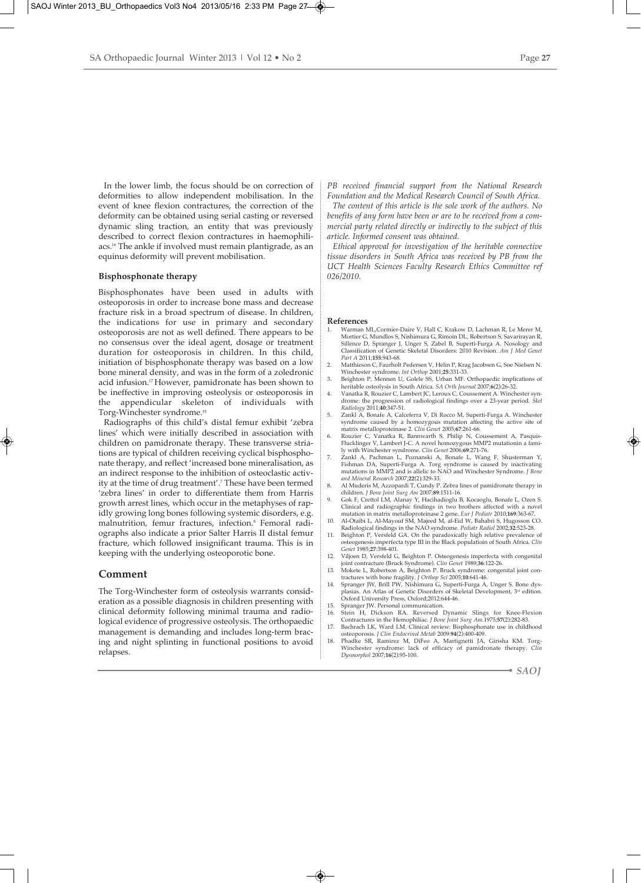In the lower limb, the focus should be on correction of deformities to allow independent mobilisation. In the event of knee flexion contractures, the correction of the deformity can be obtained using serial casting or reversed dynamic sling traction, an entity that was previously described to correct flexion contractures in haemophiliacs.[16] The ankle if involved must remain plantigrade, as an equinus deformity will prevent mobilisation.

### Bisphosphonate therapy

Bisphosphonates have been used in adults with osteoporosis in order to increase bone mass and decrease fracture risk in a broad spectrum of disease. In children, the indications for use in primary and secondary osteoporosis are not as well defined. There appears to be no consensus over the ideal agent, dosage or treatment duration for osteoporosis in children. In this child, initiation of bisphosphonate therapy was based on a low bone mineral density, and was in the form of a zoledronic acid infusion.[17] However, pamidronate has been shown to be ineffective in improving osteolysis or osteoporosis in the appendicular skeleton of individuals with Torg-Winchester syndrome.[18]

Radiographs of this child's distal femur exhibit 'zebra lines' which were initially described in association with children on pamidronate therapy. These transverse striations are typical of children receiving cyclical bisphosphonate therapy, and reflect 'increased bone mineralisation, as an indirect response to the inhibition of osteoclastic activity at the time of drug treatment'.[7] These have been termed 'zebra lines' in order to differentiate them from Harris growth arrest lines, which occur in the metaphyses of rapidly growing long bones following systemic disorders, e.g. malnutrition, femur fractures, infection.[8] Femoral radiographs also indicate a prior Salter Harris II distal femur fracture, which followed insignificant trauma. This is in keeping with the underlying osteoporotic bone.

## Comment

The Torg-Winchester form of osteolysis warrants consideration as a possible diagnosis in children presenting with clinical deformity following minimal trauma and radiological evidence of progressive osteolysis. The orthopaedic management is demanding and includes long-term bracing and night splinting in functional positions to avoid relapses.

*PB received financial support from the National Research Foundation and the Medical Research Council of South Africa.*

*The content of this article is the sole work of the authors. No benefits of any form have been or are to be received from a commercial party related directly or indirectly to the subject of this article. Informed consent was obtained.*

*Ethical approval for investigation of the heritable connective tissue disorders in South Africa was received by PB from the UCT Health Sciences Faculty Research Ethics Committee ref 026/2010.*

### References

1. Warman ML,Cormier-Daire V, Hall C, Krakow D, Lachman R, Le Merer M, Mortier G, Mundlos S, Nishimura G, Rimoin DL, Robertson S, Savarirayan R, Sillence D, Spranger J, Unger S, Zabel B, Superti-Furga A. Nosology and Classification of Genetic Skeletal Disorders: 2010 Revision. *Am J Med Genet Part A* 2011;**155**:943-68.
2. Matthieson C, Faurholt Pedersen V, Helin P, Krag Jacobsen G, Soe Nielsen N. Winchester syndrome. *Int Orthop* 2001;**25**:331-33.
3. Beighton P, Mennen U, Golele SS, Urban MF. Orthopaedic implications of heritable osteolysis in South Africa. *SA Orth Journal* 2007;**6**(2):26-32.
4. Vanatka R, Rouzier C, Lambert JC, Leroux C, Coussement A. Winchester syndrome: the progression of radiological findings over a 23-year period. *Skel Radiology* 2011;**40**:347-51.
5. Zankl A, Bonafe A, Calceferra V, Di Rocco M, Superti-Furga A. Winchester syndrome caused by a homozygous mutation affecting the active site of matrix metalloproteinase 2. *Clin Genet* 2005;**67**:261-66.
6. Rouzier C, Vanatka R, Bannwarth S, Philip N, Coussement A, Pasquis-Flucklinger V, Lambert J-C. A novel homozygous MMP2 mutationin a family with Winchester syndrome. *Clin Genet* 2006;**69**:271-76.
7. Zankl A, Pachman L, Poznanski A, Bonafe L, Wang F, Shusterman Y, Fishman DA, Superti-Furga A. Torg syndrome is caused by inactivating mutations in MMP2 and is allelic to NAO and Winchester Syndrome. *J Bone and Mineral Research* 2007;**22**(2):329-33.
8. Al Muderis M, Azzopardi T, Cundy P. Zebra lines of pamidronate therapy in children. *J Bone Joint Surg Am* 2007;**89**:1511-16.
9. Gok F, Crettol LM, Alanay Y, Hacihadioglu B, Kocaoglu, Bonafe L, Ozen S. Clinical and radiographic findings in two brothers affected with a novel mutation in matrix metalloproteinase 2 gene. *Eur J Pediatr* 2010;**169**:363-67.
10. Al-Otaibi L, Al-Mayouf SM, Majeed M, al-Eid W, Bahabri S, Hugosson CO. Radiological findings in the NAO syndrome. *Pediatr Radiol* 2002;**32**:523-28.
11. Beighton P, Versfeld GA. On the paradoxically high relative prevalence of osteogenesis imperfecta type III in the Black populatioin of South Africa. *Clin Genet* 1985;**27**:398-401.
12. Viljoen D, Versfeld G, Beighton P. Osteogenesis imperfecta with congenital joint contracture (Bruck Syndrome). *Clin Genet* 1989;**36**:122-26.
13. Mokete L, Robertson A, Beighton P. Bruck syndrome: congenital joint contractures with bone fragility. *J Orthop Sci* 2005;**10**:641-46.
14. Spranger JW, Brill PW, Nishimura G, Superti-Furga A, Unger S. Bone dysplasias. An Atlas of Genetic Disorders of Skeletal Development, 3rd edition. Oxford University Press, Oxford;2012:644-46.
15. Spranger JW. Personal communication.
16. Stein H, Dickson RA. Reversed Dynamic Slings for Knee-Flexion Contractures in the Hemophiliac. *J Bone Joint Surg Am*.1975;**57**(2):282-83.
17. Bachrach LK, Ward LM. Clinical review: Bisphosphonate use in childhood osteoporosis. *J Clin Endocrinol Metab* 2009:**94**(2):400-409.
18. Phadke SR, Ramirez M, DiFeo A, Martignetti JA, Girisha KM. Torg-Winchester syndrome: lack of efficacy of pamidronate therapy. *Clin Dysmorphol* 2007;**16**(2):95-100.